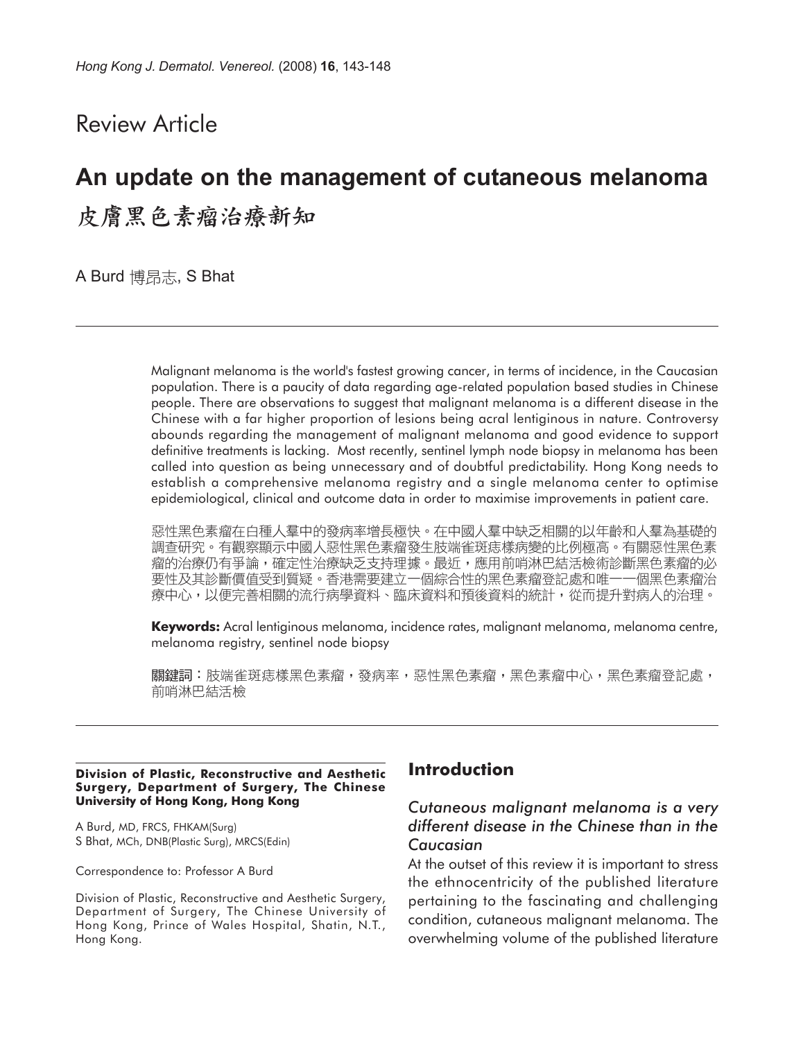Review Article

# An update on the management of cutaneous melanoma

# 皮膚黑色素瘤治療新知

A Burd 博昂志, S Bhat

Malignant melanoma is the world's fastest growing cancer, in terms of incidence, in the Caucasian population. There is a paucity of data regarding age-related population based studies in Chinese people. There are observations to suggest that malignant melanoma is a different disease in the Chinese with a far higher proportion of lesions being acral lentiginous in nature. Controversy abounds regarding the management of malignant melanoma and good evidence to support definitive treatments is lacking. Most recently, sentinel lymph node biopsy in melanoma has been called into question as being unnecessary and of doubtful predictability. Hong Kong needs to establish a comprehensive melanoma registry and a single melanoma center to optimise epidemiological, clinical and outcome data in order to maximise improvements in patient care.

惡性黑色素瘤在白種人羣中的發病率增長極快。在中國人羣中缺乏相關的以年齡和人羣為基礎的調查研究。有觀察顯示中國人惡性黑色素瘤發生肢端雀斑痣樣病變的比例極高。有關惡性黑色素瘤的治療仍有爭論，確定性治療缺乏支持理據。最近，應用前哨淋巴結活檢術診斷黑色素瘤的必要性及其診斷價值受到質疑。香港需要建立一個綜合性的黑色素瘤登記處和唯一一個黑色素瘤治療中心，以便完善相關的流行病學資料、臨床資料和預後資料的統計，從而提升對病人的治理。

**Keywords:** Acral lentiginous melanoma, incidence rates, malignant melanoma, melanoma centre, melanoma registry, sentinel node biopsy

**關鍵詞**：肢端雀斑痣樣黑色素瘤，發病率，惡性黑色素瘤，黑色素瘤中心，黑色素瘤登記處，前哨淋巴結活檢

**Division of Plastic, Reconstructive and Aesthetic Surgery, Department of Surgery, The Chinese University of Hong Kong, Hong Kong**

A Burd, MD, FRCS, FHKAM(Surg)
S Bhat, MCh, DNB(Plastic Surg), MRCS(Edin)

Correspondence to: Professor A Burd

Division of Plastic, Reconstructive and Aesthetic Surgery, Department of Surgery, The Chinese University of Hong Kong, Prince of Wales Hospital, Shatin, N.T., Hong Kong.

## Introduction

### *Cutaneous malignant melanoma is a very different disease in the Chinese than in the Caucasian*

At the outset of this review it is important to stress the ethnocentricity of the published literature pertaining to the fascinating and challenging condition, cutaneous malignant melanoma. The overwhelming volume of the published literature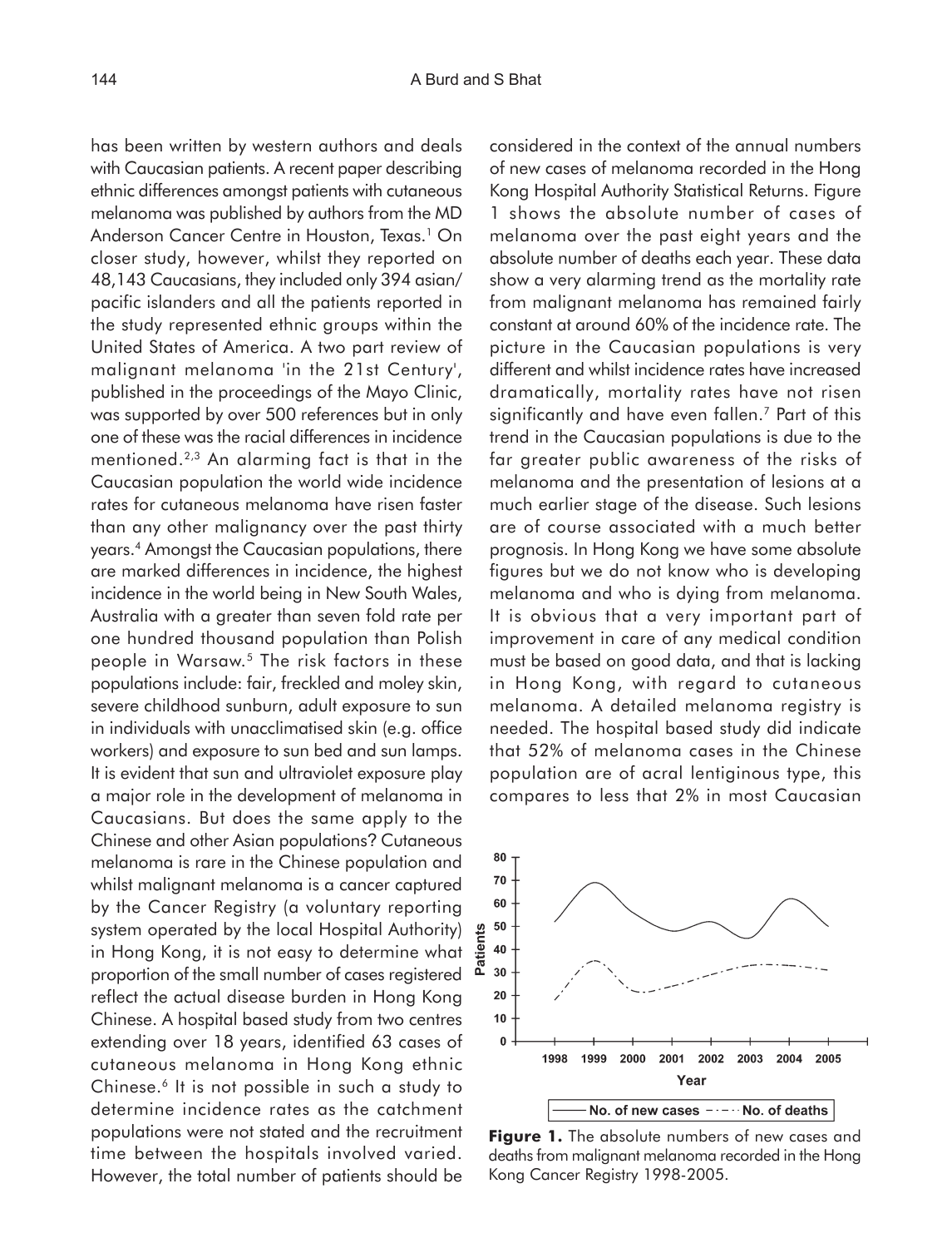has been written by western authors and deals with Caucasian patients. A recent paper describing ethnic differences amongst patients with cutaneous melanoma was published by authors from the MD Anderson Cancer Centre in Houston, Texas.[1] On closer study, however, whilst they reported on 48,143 Caucasians, they included only 394 asian/ pacific islanders and all the patients reported in the study represented ethnic groups within the United States of America. A two part review of malignant melanoma 'in the 21st Century', published in the proceedings of the Mayo Clinic, was supported by over 500 references but in only one of these was the racial differences in incidence mentioned.[2,3] An alarming fact is that in the Caucasian population the world wide incidence rates for cutaneous melanoma have risen faster than any other malignancy over the past thirty years.[4] Amongst the Caucasian populations, there are marked differences in incidence, the highest incidence in the world being in New South Wales, Australia with a greater than seven fold rate per one hundred thousand population than Polish people in Warsaw.[5] The risk factors in these populations include: fair, freckled and moley skin, severe childhood sunburn, adult exposure to sun in individuals with unacclimatised skin (e.g. office workers) and exposure to sun bed and sun lamps. It is evident that sun and ultraviolet exposure play a major role in the development of melanoma in Caucasians. But does the same apply to the Chinese and other Asian populations? Cutaneous melanoma is rare in the Chinese population and whilst malignant melanoma is a cancer captured by the Cancer Registry (a voluntary reporting system operated by the local Hospital Authority) in Hong Kong, it is not easy to determine what proportion of the small number of cases registered reflect the actual disease burden in Hong Kong Chinese. A hospital based study from two centres extending over 18 years, identified 63 cases of cutaneous melanoma in Hong Kong ethnic Chinese.[6] It is not possible in such a study to determine incidence rates as the catchment populations were not stated and the recruitment time between the hospitals involved varied. However, the total number of patients should be considered in the context of the annual numbers of new cases of melanoma recorded in the Hong Kong Hospital Authority Statistical Returns. Figure 1 shows the absolute number of cases of melanoma over the past eight years and the absolute number of deaths each year. These data show a very alarming trend as the mortality rate from malignant melanoma has remained fairly constant at around 60% of the incidence rate. The picture in the Caucasian populations is very different and whilst incidence rates have increased dramatically, mortality rates have not risen significantly and have even fallen.[7] Part of this trend in the Caucasian populations is due to the far greater public awareness of the risks of melanoma and the presentation of lesions at a much earlier stage of the disease. Such lesions are of course associated with a much better prognosis. In Hong Kong we have some absolute figures but we do not know who is developing melanoma and who is dying from melanoma. It is obvious that a very important part of improvement in care of any medical condition must be based on good data, and that is lacking in Hong Kong, with regard to cutaneous melanoma. A detailed melanoma registry is needed. The hospital based study did indicate that 52% of melanoma cases in the Chinese population are of acral lentiginous type, this compares to less that 2% in most Caucasian

**Figure 1.** The absolute numbers of new cases and deaths from malignant melanoma recorded in the Hong Kong Cancer Registry 1998-2005.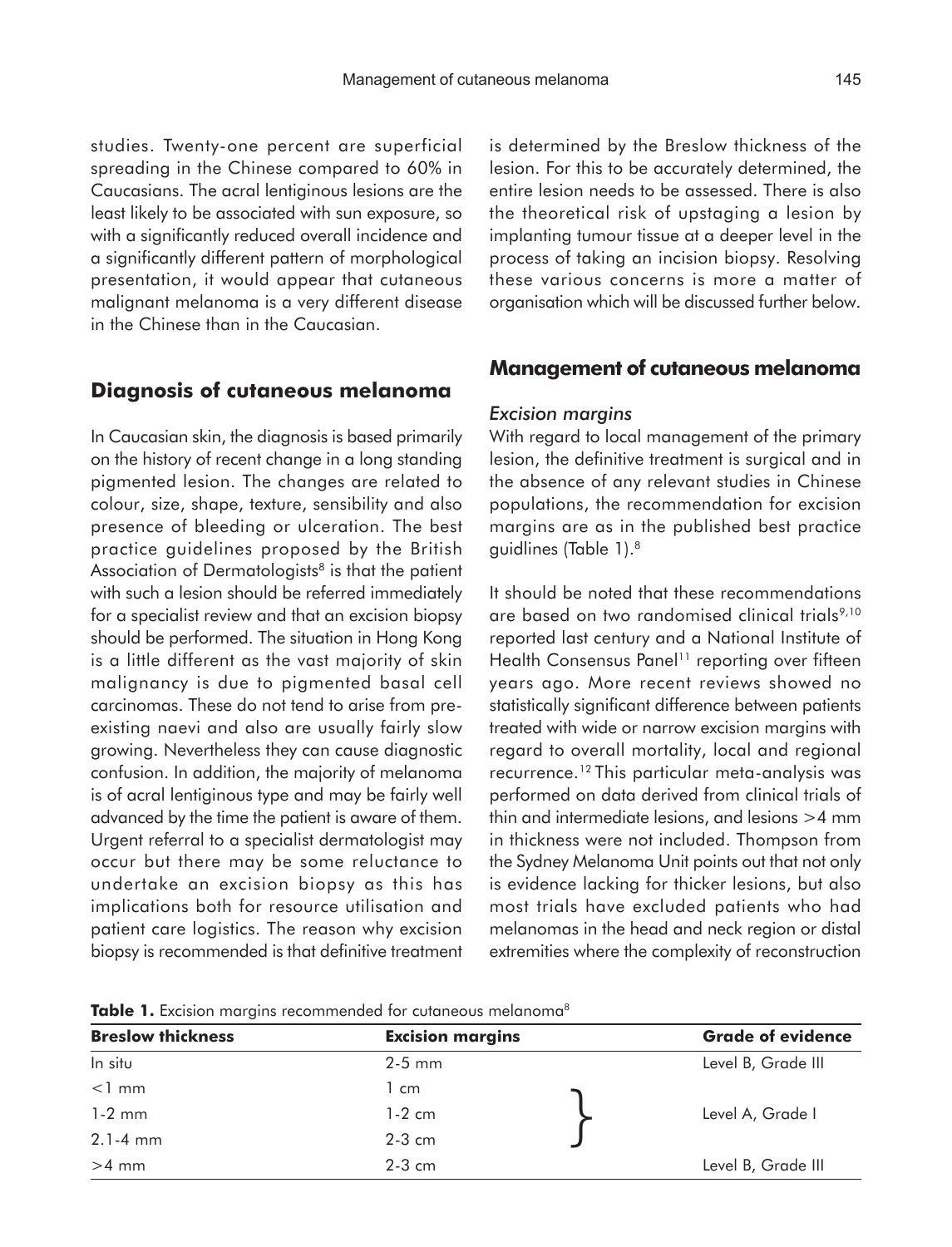studies. Twenty-one percent are superficial spreading in the Chinese compared to 60% in Caucasians. The acral lentiginous lesions are the least likely to be associated with sun exposure, so with a significantly reduced overall incidence and a significantly different pattern of morphological presentation, it would appear that cutaneous malignant melanoma is a very different disease in the Chinese than in the Caucasian.

## Diagnosis of cutaneous melanoma

In Caucasian skin, the diagnosis is based primarily on the history of recent change in a long standing pigmented lesion. The changes are related to colour, size, shape, texture, sensibility and also presence of bleeding or ulceration. The best practice guidelines proposed by the British Association of Dermatologists[8] is that the patient with such a lesion should be referred immediately for a specialist review and that an excision biopsy should be performed. The situation in Hong Kong is a little different as the vast majority of skin malignancy is due to pigmented basal cell carcinomas. These do not tend to arise from pre-existing naevi and also are usually fairly slow growing. Nevertheless they can cause diagnostic confusion. In addition, the majority of melanoma is of acral lentiginous type and may be fairly well advanced by the time the patient is aware of them. Urgent referral to a specialist dermatologist may occur but there may be some reluctance to undertake an excision biopsy as this has implications both for resource utilisation and patient care logistics. The reason why excision biopsy is recommended is that definitive treatment is determined by the Breslow thickness of the lesion. For this to be accurately determined, the entire lesion needs to be assessed. There is also the theoretical risk of upstaging a lesion by implanting tumour tissue at a deeper level in the process of taking an incision biopsy. Resolving these various concerns is more a matter of organisation which will be discussed further below.

## Management of cutaneous melanoma

### *Excision margins*

With regard to local management of the primary lesion, the definitive treatment is surgical and in the absence of any relevant studies in Chinese populations, the recommendation for excision margins are as in the published best practice guidlines (Table 1).[8]

It should be noted that these recommendations are based on two randomised clinical trials[9,10] reported last century and a National Institute of Health Consensus Panel[11] reporting over fifteen years ago. More recent reviews showed no statistically significant difference between patients treated with wide or narrow excision margins with regard to overall mortality, local and regional recurrence.[12] This particular meta-analysis was performed on data derived from clinical trials of thin and intermediate lesions, and lesions >4 mm in thickness were not included. Thompson from the Sydney Melanoma Unit points out that not only is evidence lacking for thicker lesions, but also most trials have excluded patients who had melanomas in the head and neck region or distal extremities where the complexity of reconstruction

**Table 1.** Excision margins recommended for cutaneous melanoma[8]

| Breslow thickness | Excision margins | Grade of evidence |
|---|---|---|
| In situ | 2-5 mm | Level B, Grade III |
| <1 mm | 1 cm | Level A, Grade I |
| 1-2 mm | 1-2 cm | Level A, Grade I |
| 2.1-4 mm | 2-3 cm | Level A, Grade I |
| >4 mm | 2-3 cm | Level B, Grade III |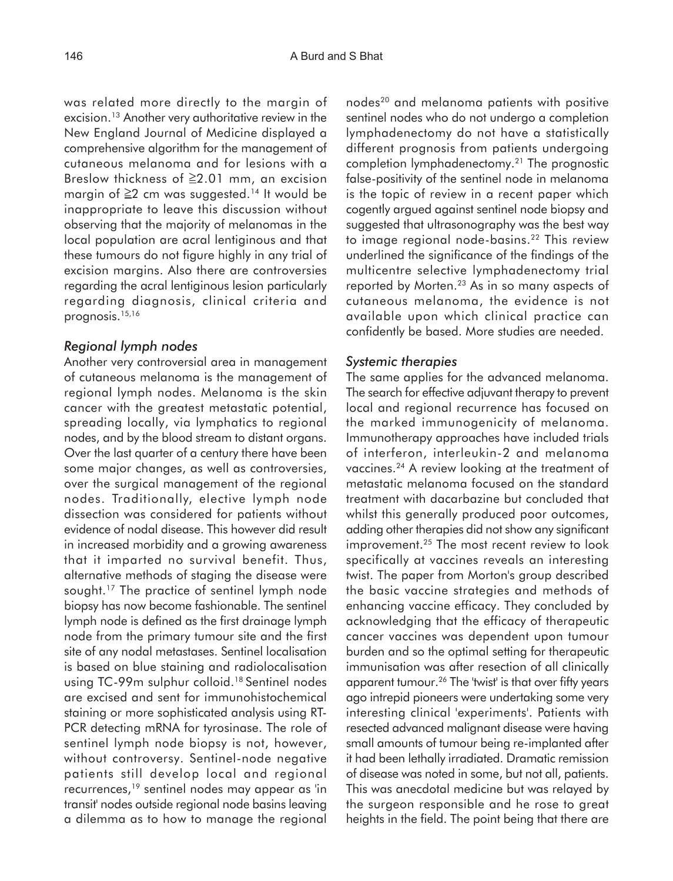was related more directly to the margin of excision.[13] Another very authoritative review in the New England Journal of Medicine displayed a comprehensive algorithm for the management of cutaneous melanoma and for lesions with a Breslow thickness of ≧2.01 mm, an excision margin of ≧2 cm was suggested.[14] It would be inappropriate to leave this discussion without observing that the majority of melanomas in the local population are acral lentiginous and that these tumours do not figure highly in any trial of excision margins. Also there are controversies regarding the acral lentiginous lesion particularly regarding diagnosis, clinical criteria and prognosis.[15,16]

### *Regional lymph nodes*

Another very controversial area in management of cutaneous melanoma is the management of regional lymph nodes. Melanoma is the skin cancer with the greatest metastatic potential, spreading locally, via lymphatics to regional nodes, and by the blood stream to distant organs. Over the last quarter of a century there have been some major changes, as well as controversies, over the surgical management of the regional nodes. Traditionally, elective lymph node dissection was considered for patients without evidence of nodal disease. This however did result in increased morbidity and a growing awareness that it imparted no survival benefit. Thus, alternative methods of staging the disease were sought.[17] The practice of sentinel lymph node biopsy has now become fashionable. The sentinel lymph node is defined as the first drainage lymph node from the primary tumour site and the first site of any nodal metastases. Sentinel localisation is based on blue staining and radiolocalisation using TC-99m sulphur colloid.[18] Sentinel nodes are excised and sent for immunohistochemical staining or more sophisticated analysis using RT-PCR detecting mRNA for tyrosinase. The role of sentinel lymph node biopsy is not, however, without controversy. Sentinel-node negative patients still develop local and regional recurrences,[19] sentinel nodes may appear as 'in transit' nodes outside regional node basins leaving a dilemma as to how to manage the regional nodes[20] and melanoma patients with positive sentinel nodes who do not undergo a completion lymphadenectomy do not have a statistically different prognosis from patients undergoing completion lymphadenectomy.[21] The prognostic false-positivity of the sentinel node in melanoma is the topic of review in a recent paper which cogently argued against sentinel node biopsy and suggested that ultrasonography was the best way to image regional node-basins.[22] This review underlined the significance of the findings of the multicentre selective lymphadenectomy trial reported by Morten.[23] As in so many aspects of cutaneous melanoma, the evidence is not available upon which clinical practice can confidently be based. More studies are needed.

### *Systemic therapies*

The same applies for the advanced melanoma. The search for effective adjuvant therapy to prevent local and regional recurrence has focused on the marked immunogenicity of melanoma. Immunotherapy approaches have included trials of interferon, interleukin-2 and melanoma vaccines.[24] A review looking at the treatment of metastatic melanoma focused on the standard treatment with dacarbazine but concluded that whilst this generally produced poor outcomes, adding other therapies did not show any significant improvement.[25] The most recent review to look specifically at vaccines reveals an interesting twist. The paper from Morton's group described the basic vaccine strategies and methods of enhancing vaccine efficacy. They concluded by acknowledging that the efficacy of therapeutic cancer vaccines was dependent upon tumour burden and so the optimal setting for therapeutic immunisation was after resection of all clinically apparent tumour.[26] The 'twist' is that over fifty years ago intrepid pioneers were undertaking some very interesting clinical 'experiments'. Patients with resected advanced malignant disease were having small amounts of tumour being re-implanted after it had been lethally irradiated. Dramatic remission of disease was noted in some, but not all, patients. This was anecdotal medicine but was relayed by the surgeon responsible and he rose to great heights in the field. The point being that there are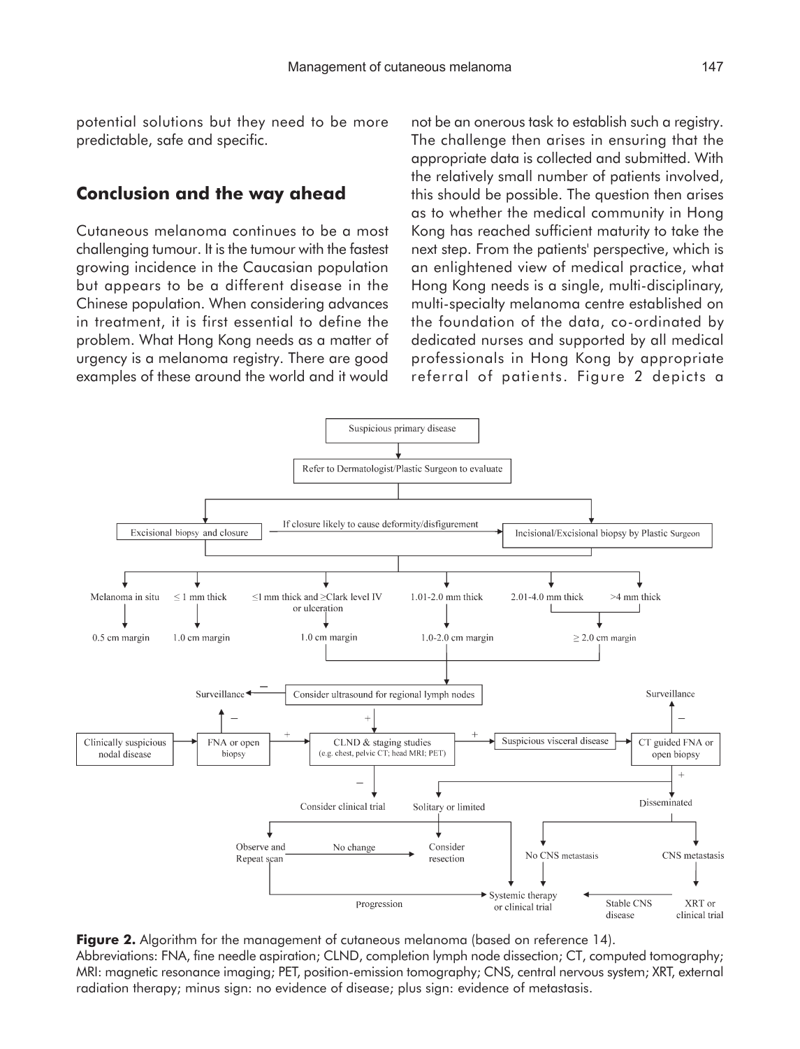potential solutions but they need to be more predictable, safe and specific.

## Conclusion and the way ahead

Cutaneous melanoma continues to be a most challenging tumour. It is the tumour with the fastest growing incidence in the Caucasian population but appears to be a different disease in the Chinese population. When considering advances in treatment, it is first essential to define the problem. What Hong Kong needs as a matter of urgency is a melanoma registry. There are good examples of these around the world and it would not be an onerous task to establish such a registry. The challenge then arises in ensuring that the appropriate data is collected and submitted. With the relatively small number of patients involved, this should be possible. The question then arises as to whether the medical community in Hong Kong has reached sufficient maturity to take the next step. From the patients' perspective, which is an enlightened view of medical practice, what Hong Kong needs is a single, multi-disciplinary, multi-specialty melanoma centre established on the foundation of the data, co-ordinated by dedicated nurses and supported by all medical professionals in Hong Kong by appropriate referral of patients. Figure 2 depicts a

**Figure 2.** Algorithm for the management of cutaneous melanoma (based on reference 14).
Abbreviations: FNA, fine needle aspiration; CLND, completion lymph node dissection; CT, computed tomography; MRI: magnetic resonance imaging; PET, position-emission tomography; CNS, central nervous system; XRT, external radiation therapy; minus sign: no evidence of disease; plus sign: evidence of metastasis.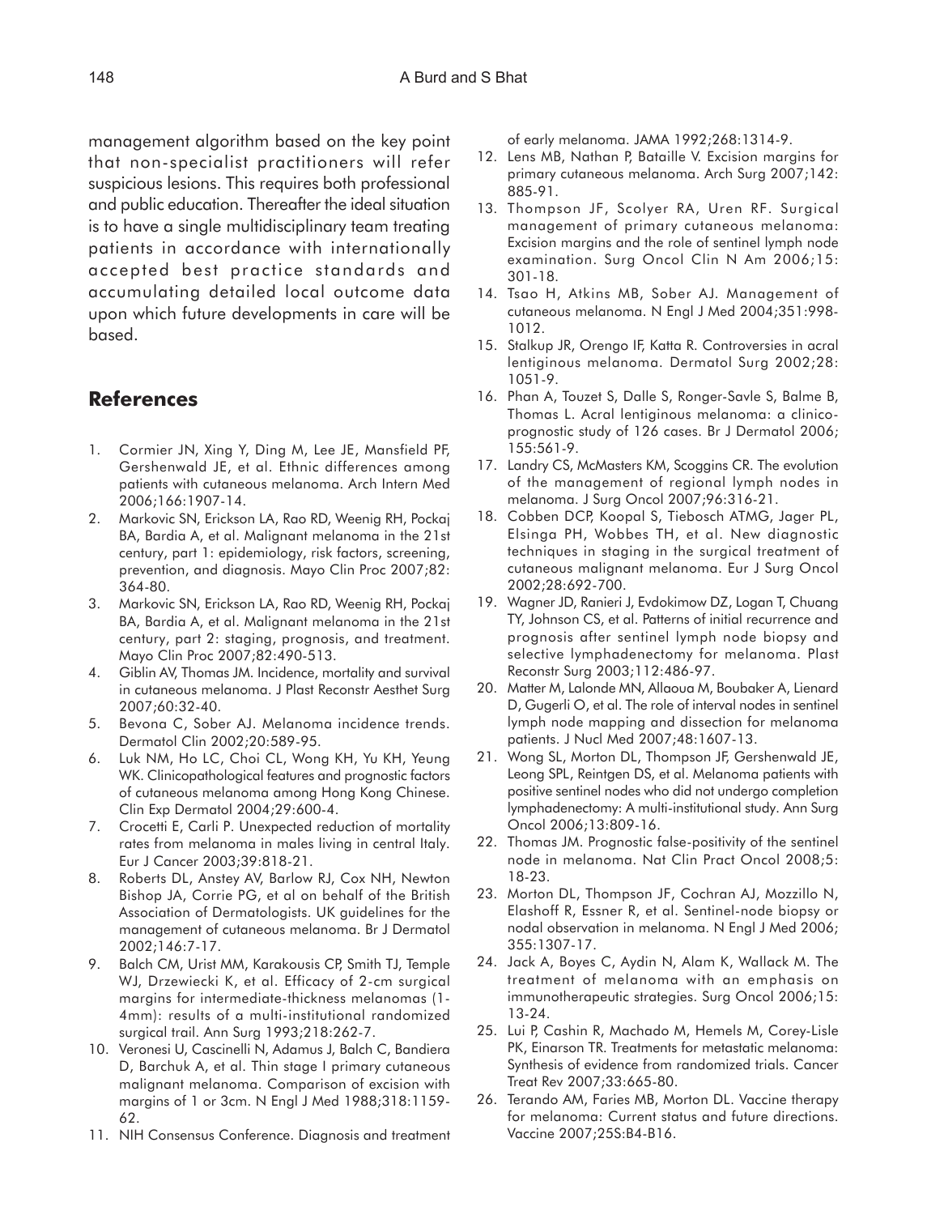management algorithm based on the key point that non-specialist practitioners will refer suspicious lesions. This requires both professional and public education. Thereafter the ideal situation is to have a single multidisciplinary team treating patients in accordance with internationally accepted best practice standards and accumulating detailed local outcome data upon which future developments in care will be based.

## References

1. Cormier JN, Xing Y, Ding M, Lee JE, Mansfield PF, Gershenwald JE, et al. Ethnic differences among patients with cutaneous melanoma. Arch Intern Med 2006;166:1907-14.
2. Markovic SN, Erickson LA, Rao RD, Weenig RH, Pockaj BA, Bardia A, et al. Malignant melanoma in the 21st century, part 1: epidemiology, risk factors, screening, prevention, and diagnosis. Mayo Clin Proc 2007;82: 364-80.
3. Markovic SN, Erickson LA, Rao RD, Weenig RH, Pockaj BA, Bardia A, et al. Malignant melanoma in the 21st century, part 2: staging, prognosis, and treatment. Mayo Clin Proc 2007;82:490-513.
4. Giblin AV, Thomas JM. Incidence, mortality and survival in cutaneous melanoma. J Plast Reconstr Aesthet Surg 2007;60:32-40.
5. Bevona C, Sober AJ. Melanoma incidence trends. Dermatol Clin 2002;20:589-95.
6. Luk NM, Ho LC, Choi CL, Wong KH, Yu KH, Yeung WK. Clinicopathological features and prognostic factors of cutaneous melanoma among Hong Kong Chinese. Clin Exp Dermatol 2004;29:600-4.
7. Crocetti E, Carli P. Unexpected reduction of mortality rates from melanoma in males living in central Italy. Eur J Cancer 2003;39:818-21.
8. Roberts DL, Anstey AV, Barlow RJ, Cox NH, Newton Bishop JA, Corrie PG, et al on behalf of the British Association of Dermatologists. UK guidelines for the management of cutaneous melanoma. Br J Dermatol 2002;146:7-17.
9. Balch CM, Urist MM, Karakousis CP, Smith TJ, Temple WJ, Drzewiecki K, et al. Efficacy of 2-cm surgical margins for intermediate-thickness melanomas (1-4mm): results of a multi-institutional randomized surgical trail. Ann Surg 1993;218:262-7.
10. Veronesi U, Cascinelli N, Adamus J, Balch C, Bandiera D, Barchuk A, et al. Thin stage I primary cutaneous malignant melanoma. Comparison of excision with margins of 1 or 3cm. N Engl J Med 1988;318:1159-62.
11. NIH Consensus Conference. Diagnosis and treatment of early melanoma. JAMA 1992;268:1314-9.
12. Lens MB, Nathan P, Bataille V. Excision margins for primary cutaneous melanoma. Arch Surg 2007;142: 885-91.
13. Thompson JF, Scolyer RA, Uren RF. Surgical management of primary cutaneous melanoma: Excision margins and the role of sentinel lymph node examination. Surg Oncol Clin N Am 2006;15: 301-18.
14. Tsao H, Atkins MB, Sober AJ. Management of cutaneous melanoma. N Engl J Med 2004;351:998-1012.
15. Stalkup JR, Orengo IF, Katta R. Controversies in acral lentiginous melanoma. Dermatol Surg 2002;28: 1051-9.
16. Phan A, Touzet S, Dalle S, Ronger-Savle S, Balme B, Thomas L. Acral lentiginous melanoma: a clinico-prognostic study of 126 cases. Br J Dermatol 2006; 155:561-9.
17. Landry CS, McMasters KM, Scoggins CR. The evolution of the management of regional lymph nodes in melanoma. J Surg Oncol 2007;96:316-21.
18. Cobben DCP, Koopal S, Tiebosch ATMG, Jager PL, Elsinga PH, Wobbes TH, et al. New diagnostic techniques in staging in the surgical treatment of cutaneous malignant melanoma. Eur J Surg Oncol 2002;28:692-700.
19. Wagner JD, Ranieri J, Evdokimow DZ, Logan T, Chuang TY, Johnson CS, et al. Patterns of initial recurrence and prognosis after sentinel lymph node biopsy and selective lymphadenectomy for melanoma. Plast Reconstr Surg 2003;112:486-97.
20. Matter M, Lalonde MN, Allaoua M, Boubaker A, Lienard D, Gugerli O, et al. The role of interval nodes in sentinel lymph node mapping and dissection for melanoma patients. J Nucl Med 2007;48:1607-13.
21. Wong SL, Morton DL, Thompson JF, Gershenwald JE, Leong SPL, Reintgen DS, et al. Melanoma patients with positive sentinel nodes who did not undergo completion lymphadenectomy: A multi-institutional study. Ann Surg Oncol 2006;13:809-16.
22. Thomas JM. Prognostic false-positivity of the sentinel node in melanoma. Nat Clin Pract Oncol 2008;5: 18-23.
23. Morton DL, Thompson JF, Cochran AJ, Mozzillo N, Elashoff R, Essner R, et al. Sentinel-node biopsy or nodal observation in melanoma. N Engl J Med 2006; 355:1307-17.
24. Jack A, Boyes C, Aydin N, Alam K, Wallack M. The treatment of melanoma with an emphasis on immunotherapeutic strategies. Surg Oncol 2006;15: 13-24.
25. Lui P, Cashin R, Machado M, Hemels M, Corey-Lisle PK, Einarson TR. Treatments for metastatic melanoma: Synthesis of evidence from randomized trials. Cancer Treat Rev 2007;33:665-80.
26. Terando AM, Faries MB, Morton DL. Vaccine therapy for melanoma: Current status and future directions. Vaccine 2007;25S:B4-B16.